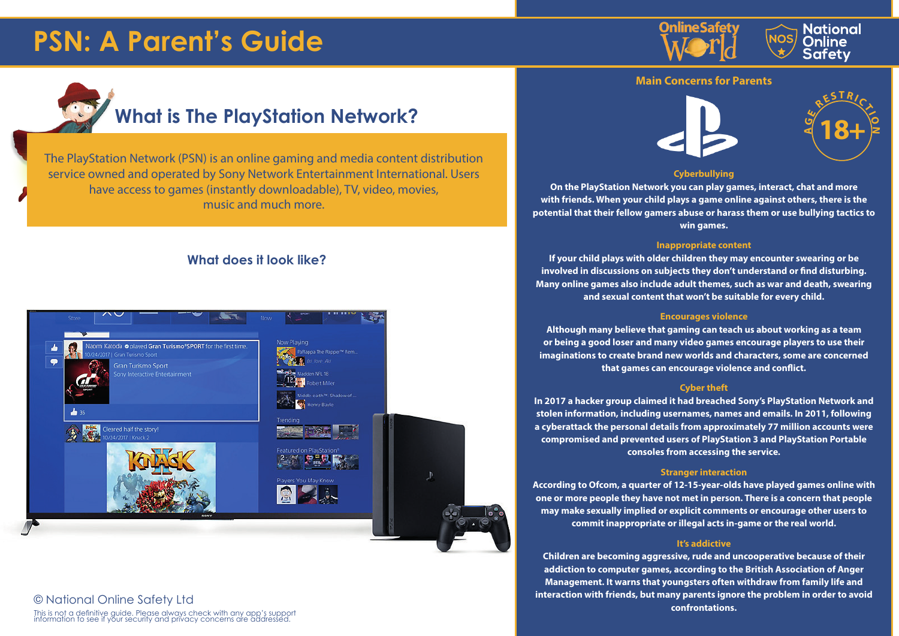# PSN: A Parent's Guide

## What is The PlayStation Network?

The PlayStation Network (PSN) is an online gaming and media content distribution service owned and operated by Sony Network Entertainment International. Users have access to games (instantly downloadable), TV, video, movies, music and much more.

### What does it look like?

© National Online Safety Ltd

This is not a definitive guide. Please always check with any app's support information to see if your security and privacy concerns are addressed.

## Main Concerns for Parents

AGE RESTRICTION 18+

### Cyberbullying

**On the PlayStation Network you can play games, interact, chat and more with friends. When your child plays a game online against others, there is the potential that their fellow gamers abuse or harass them or use bullying tactics to win games.**

### Inappropriate content

**If your child plays with older children they may encounter swearing or be involved in discussions on subjects they don't understand or find disturbing. Many online games also include adult themes, such as war and death, swearing and sexual content that won't be suitable for every child.**

### Encourages violence

**Although many believe that gaming can teach us about working as a team or being a good loser and many video games encourage players to use their imaginations to create brand new worlds and characters, some are concerned that games can encourage violence and conflict.**

### Cyber theft

**In 2017 a hacker group claimed it had breached Sony's PlayStation Network and stolen information, including usernames, names and emails. In 2011, following a cyberattack the personal details from approximately 77 million accounts were compromised and prevented users of PlayStation 3 and PlayStation Portable consoles from accessing the service.**

### Stranger interaction

**According to Ofcom, a quarter of 12-15-year-olds have played games online with one or more people they have not met in person. There is a concern that people may make sexually implied or explicit comments or encourage other users to commit inappropriate or illegal acts in-game or the real world.**

### It's addictive

**Children are becoming aggressive, rude and uncooperative because of their addiction to computer games, according to the British Association of Anger Management. It warns that youngsters often withdraw from family life and interaction with friends, but many parents ignore the problem in order to avoid confrontations.**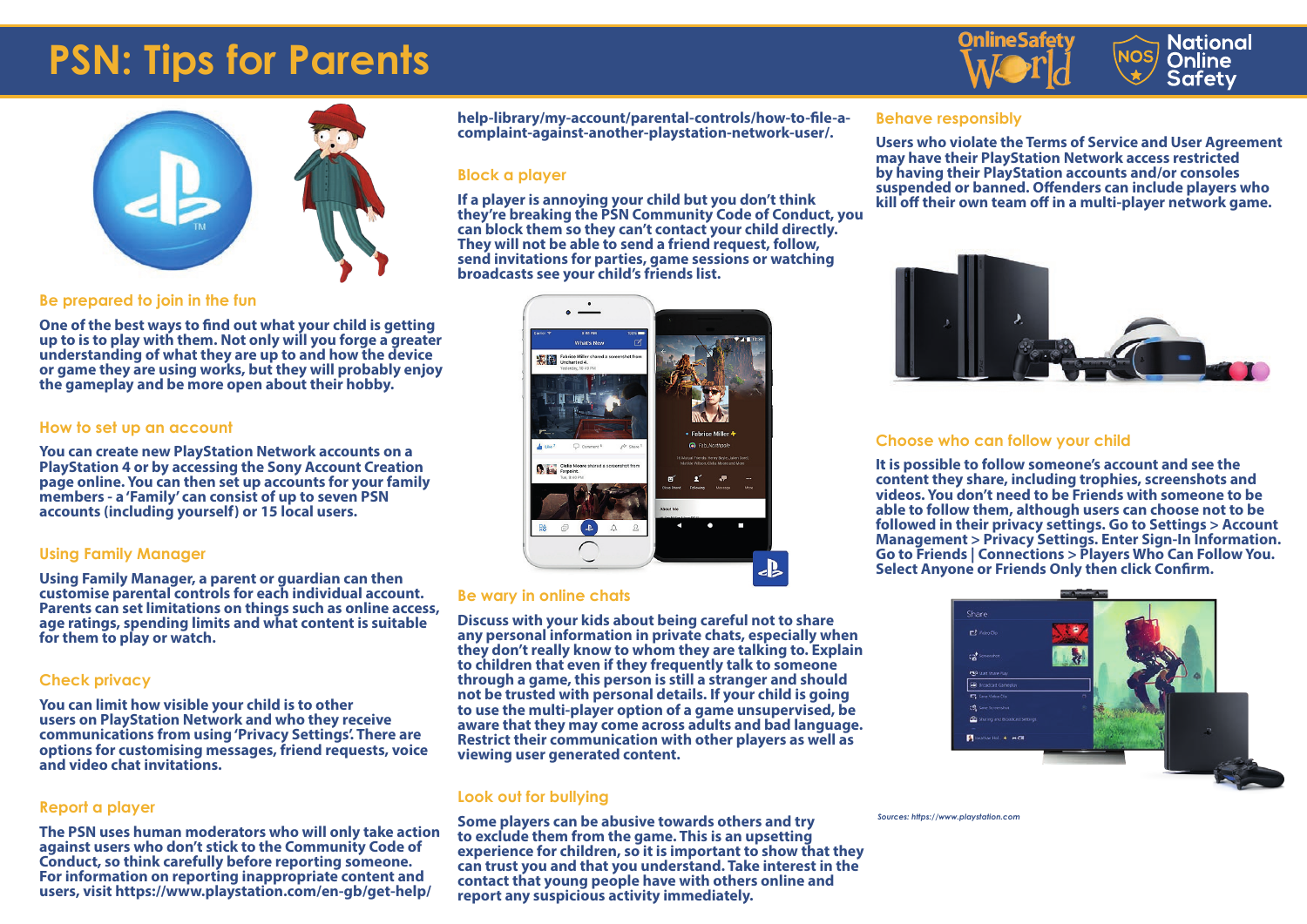# PSN: Tips for Parents

## Be prepared to join in the fun

One of the best ways to find out what your child is getting up to is to play with them. Not only will you forge a greater understanding of what they are up to and how the device or game they are using works, but they will probably enjoy the gameplay and be more open about their hobby.

## How to set up an account

You can create new PlayStation Network accounts on a PlayStation 4 or by accessing the Sony Account Creation page online. You can then set up accounts for your family members - a 'Family' can consist of up to seven PSN accounts (including yourself) or 15 local users.

## Using Family Manager

Using Family Manager, a parent or guardian can then customise parental controls for each individual account. Parents can set limitations on things such as online access, age ratings, spending limits and what content is suitable for them to play or watch.

## Check privacy

You can limit how visible your child is to other users on PlayStation Network and who they receive communications from using 'Privacy Settings'. There are options for customising messages, friend requests, voice and video chat invitations.

## Report a player

The PSN uses human moderators who will only take action against users who don't stick to the Community Code of Conduct, so think carefully before reporting someone. For information on reporting inappropriate content and users, visit https://www.playstation.com/en-gb/get-help/help-library/my-account/parental-controls/how-to-file-a-complaint-against-another-playstation-network-user/.

## Block a player

If a player is annoying your child but you don't think they're breaking the PSN Community Code of Conduct, you can block them so they can't contact your child directly. They will not be able to send a friend request, follow, send invitations for parties, game sessions or watching broadcasts see your child's friends list.

## Be wary in online chats

Discuss with your kids about being careful not to share any personal information in private chats, especially when they don't really know to whom they are talking to. Explain to children that even if they frequently talk to someone through a game, this person is still a stranger and should not be trusted with personal details. If your child is going to use the multi-player option of a game unsupervised, be aware that they may come across adults and bad language. Restrict their communication with other players as well as viewing user generated content.

## Look out for bullying

Some players can be abusive towards others and try to exclude them from the game. This is an upsetting experience for children, so it is important to show that they can trust you and that you understand. Take interest in the contact that young people have with others online and report any suspicious activity immediately.

## Behave responsibly

Users who violate the Terms of Service and User Agreement may have their PlayStation Network access restricted by having their PlayStation accounts and/or consoles suspended or banned. Offenders can include players who kill off their own team off in a multi-player network game.

## Choose who can follow your child

It is possible to follow someone's account and see the content they share, including trophies, screenshots and videos. You don't need to be Friends with someone to be able to follow them, although users can choose not to be followed in their privacy settings. Go to Settings > Account Management > Privacy Settings. Enter Sign-In Information. Go to Friends | Connections > Players Who Can Follow You. Select Anyone or Friends Only then click Confirm.

*Sources: https://www.playstation.com*